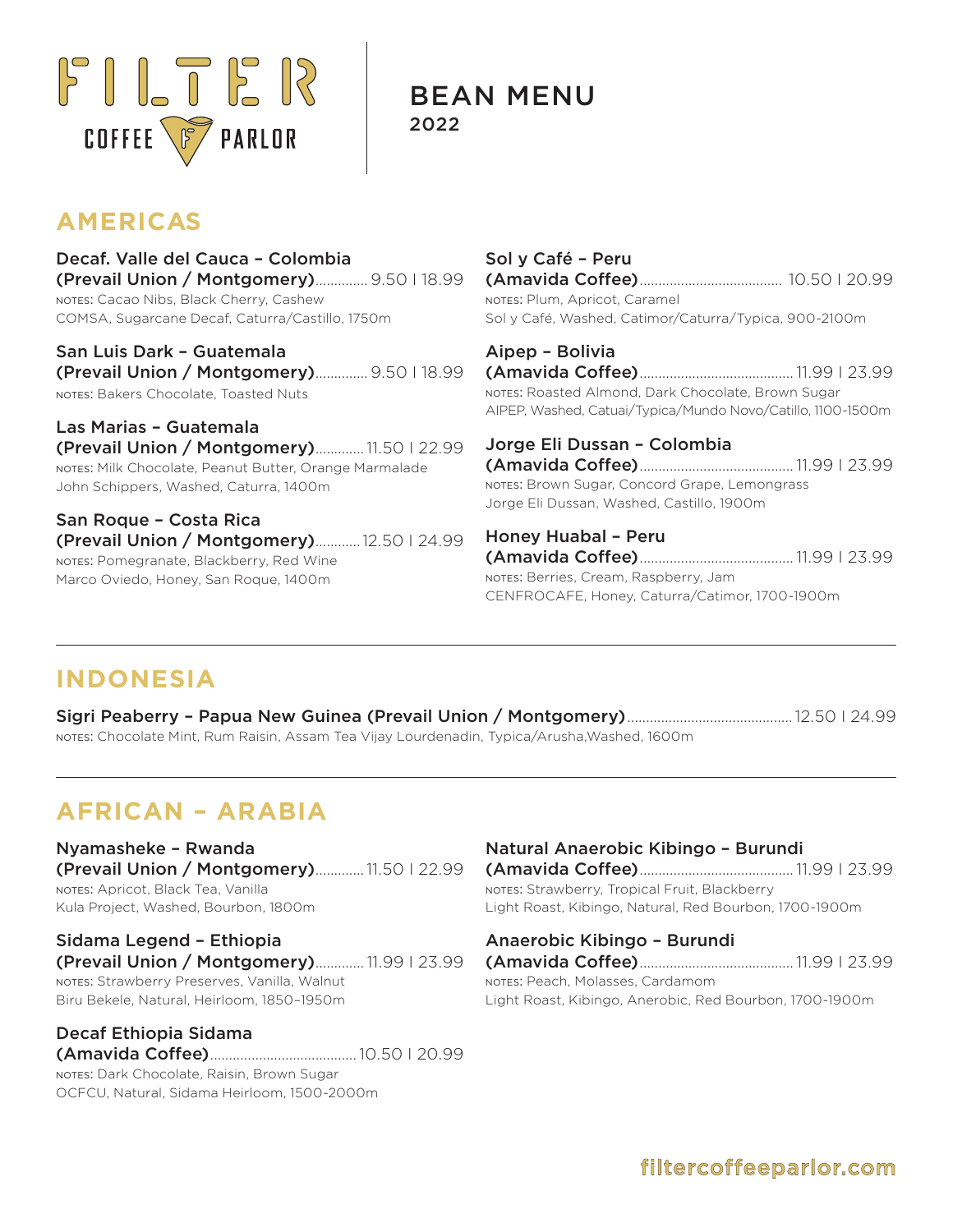# FILTER COFFEE PARLOR

# BEAN MENU
2022

## AMERICAS

**Decaf. Valle del Cauca – Colombia**
**(Prevail Union / Montgomery)**.............. 9.50 | 18.99
NOTES: Cacao Nibs, Black Cherry, Cashew
COMSA, Sugarcane Decaf, Caturra/Castillo, 1750m

**San Luis Dark – Guatemala**
**(Prevail Union / Montgomery)**.............. 9.50 | 18.99
NOTES: Bakers Chocolate, Toasted Nuts

**Las Marias – Guatemala**
**(Prevail Union / Montgomery)**............. 11.50 | 22.99
NOTES: Milk Chocolate, Peanut Butter, Orange Marmalade
John Schippers, Washed, Caturra, 1400m

**San Roque – Costa Rica**
**(Prevail Union / Montgomery)**............ 12.50 | 24.99
NOTES: Pomegranate, Blackberry, Red Wine
Marco Oviedo, Honey, San Roque, 1400m

**Sol y Café – Peru**
**(Amavida Coffee)**...................................... 10.50 | 20.99
NOTES: Plum, Apricot, Caramel
Sol y Café, Washed, Catimor/Caturra/Typica, 900-2100m

**Aipep – Bolivia**
**(Amavida Coffee)**......................................... 11.99 | 23.99
NOTES: Roasted Almond, Dark Chocolate, Brown Sugar
AIPEP, Washed, Catuai/Typica/Mundo Novo/Catillo, 1100-1500m

**Jorge Eli Dussan – Colombia**
**(Amavida Coffee)**......................................... 11.99 | 23.99
NOTES: Brown Sugar, Concord Grape, Lemongrass
Jorge Eli Dussan, Washed, Castillo, 1900m

**Honey Huabal – Peru**
**(Amavida Coffee)**......................................... 11.99 | 23.99
NOTES: Berries, Cream, Raspberry, Jam
CENFROCAFE, Honey, Caturra/Catimor, 1700-1900m

---

## INDONESIA

**Sigri Peaberry – Papua New Guinea (Prevail Union / Montgomery)**........................................... 12.50 | 24.99
NOTES: Chocolate Mint, Rum Raisin, Assam Tea Vijay Lourdenadin, Typica/Arusha,Washed, 1600m

---

## AFRICAN – ARABIA

**Nyamasheke – Rwanda**
**(Prevail Union / Montgomery)**............. 11.50 | 22.99
NOTES: Apricot, Black Tea, Vanilla
Kula Project, Washed, Bourbon, 1800m

**Sidama Legend – Ethiopia**
**(Prevail Union / Montgomery)**............. 11.99 | 23.99
NOTES: Strawberry Preserves, Vanilla, Walnut
Biru Bekele, Natural, Heirloom, 1850–1950m

**Decaf Ethiopia Sidama**
**(Amavida Coffee)**....................................... 10.50 | 20.99
NOTES: Dark Chocolate, Raisin, Brown Sugar
OCFCU, Natural, Sidama Heirloom, 1500-2000m

**Natural Anaerobic Kibingo – Burundi**
**(Amavida Coffee)**......................................... 11.99 | 23.99
NOTES: Strawberry, Tropical Fruit, Blackberry
Light Roast, Kibingo, Natural, Red Bourbon, 1700-1900m

**Anaerobic Kibingo – Burundi**
**(Amavida Coffee)**......................................... 11.99 | 23.99
NOTES: Peach, Molasses, Cardamom
Light Roast, Kibingo, Anerobic, Red Bourbon, 1700-1900m

filtercoffeeparlor.com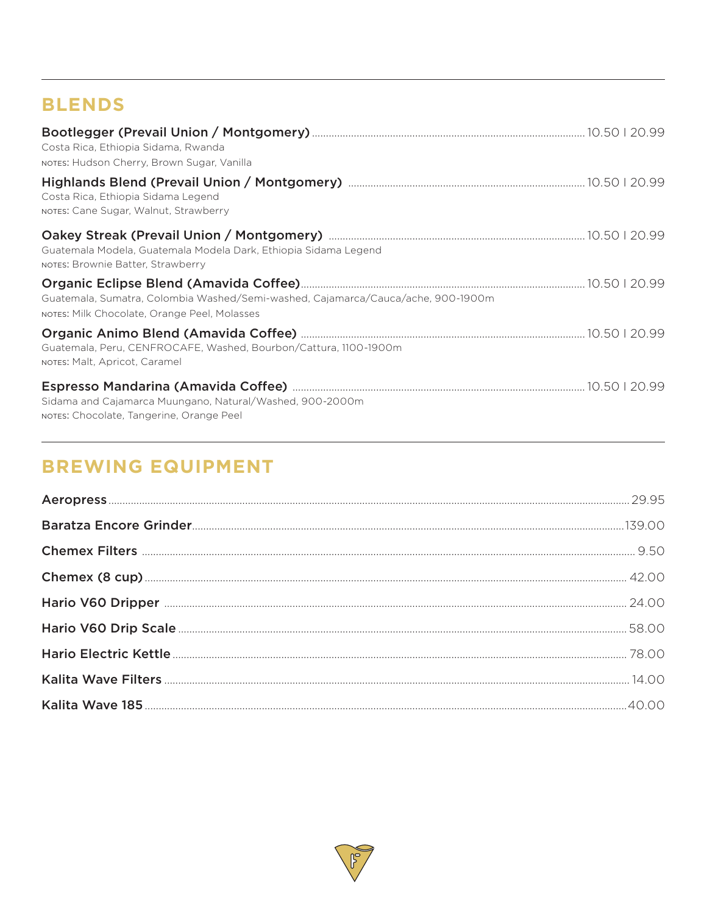## BLENDS

**Bootlegger (Prevail Union / Montgomery)** ........ 10.50 | 20.99
Costa Rica, Ethiopia Sidama, Rwanda
NOTES: Hudson Cherry, Brown Sugar, Vanilla

**Highlands Blend (Prevail Union / Montgomery)** ........ 10.50 | 20.99
Costa Rica, Ethiopia Sidama Legend
NOTES: Cane Sugar, Walnut, Strawberry

**Oakey Streak (Prevail Union / Montgomery)** ........ 10.50 | 20.99
Guatemala Modela, Guatemala Modela Dark, Ethiopia Sidama Legend
NOTES: Brownie Batter, Strawberry

**Organic Eclipse Blend (Amavida Coffee)** ........ 10.50 | 20.99
Guatemala, Sumatra, Colombia Washed/Semi-washed, Cajamarca/Cauca/ache, 900-1900m
NOTES: Milk Chocolate, Orange Peel, Molasses

**Organic Animo Blend (Amavida Coffee)** ........ 10.50 | 20.99
Guatemala, Peru, CENFROCAFE, Washed, Bourbon/Cattura, 1100-1900m
NOTES: Malt, Apricot, Caramel

**Espresso Mandarina (Amavida Coffee)** ........ 10.50 | 20.99
Sidama and Cajamarca Muungano, Natural/Washed, 900-2000m
NOTES: Chocolate, Tangerine, Orange Peel

## BREWING EQUIPMENT

**Aeropress** ........ 29.95

**Baratza Encore Grinder** ........ 139.00

**Chemex Filters** ........ 9.50

**Chemex (8 cup)** ........ 42.00

**Hario V60 Dripper** ........ 24.00

**Hario V60 Drip Scale** ........ 58.00

**Hario Electric Kettle** ........ 78.00

**Kalita Wave Filters** ........ 14.00

**Kalita Wave 185** ........ 40.00